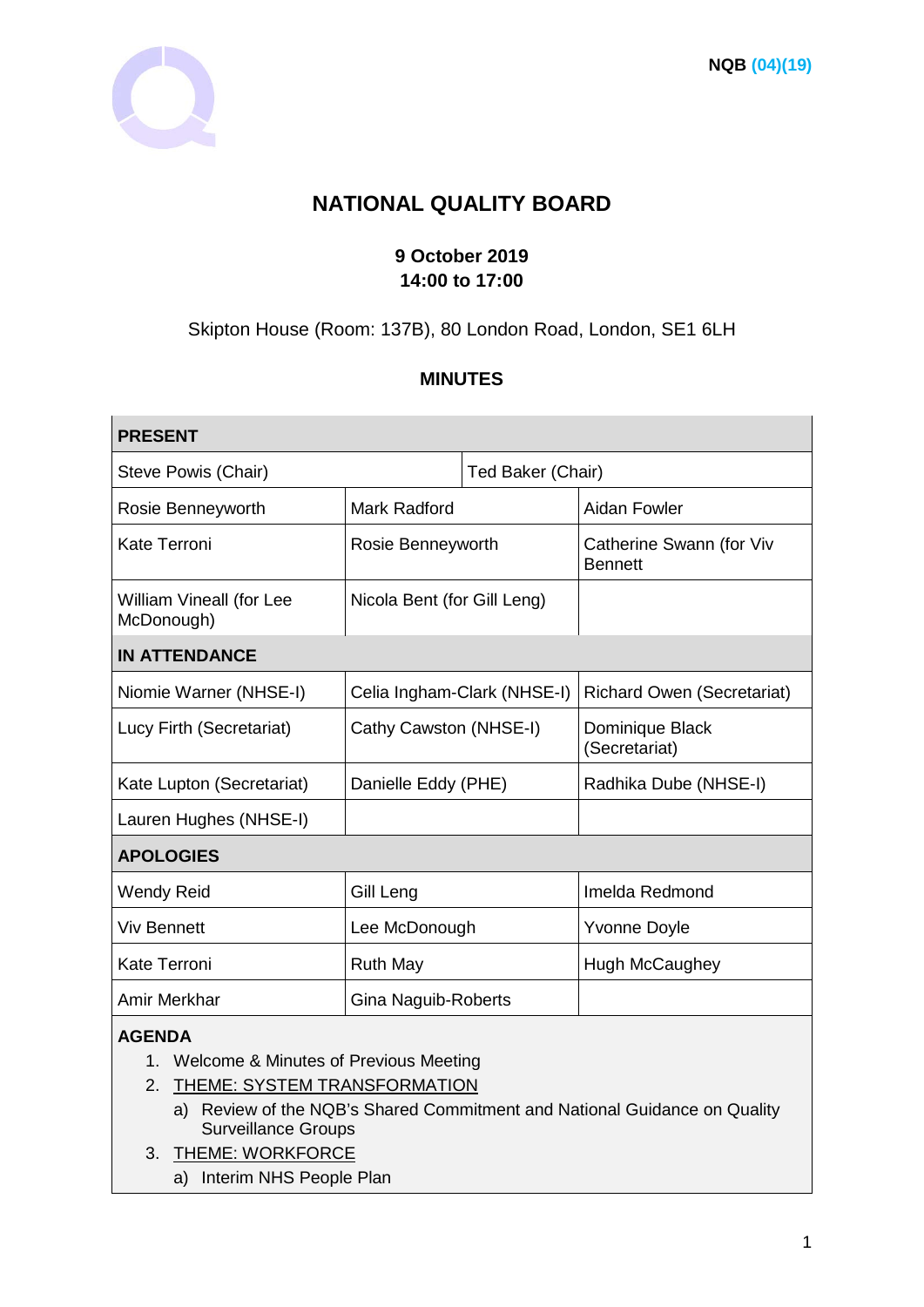NQB (04)(19)

# NATIONAL QUALITY BOARD

**9 October 2019**
**14:00 to 17:00**

Skipton House (Room: 137B), 80 London Road, London, SE1 6LH

## MINUTES

| **PRESENT** | | |
|---|---|---|
| Steve Powis (Chair) | Ted Baker (Chair) | |
| Rosie Benneyworth | Mark Radford | Aidan Fowler |
| Kate Terroni | Rosie Benneyworth | Catherine Swann (for Viv Bennett |
| William Vineall (for Lee McDonough) | Nicola Bent (for Gill Leng) | |
| **IN ATTENDANCE** | | |
| Niomie Warner (NHSE-I) | Celia Ingham-Clark (NHSE-I) | Richard Owen (Secretariat) |
| Lucy Firth (Secretariat) | Cathy Cawston (NHSE-I) | Dominique Black (Secretariat) |
| Kate Lupton (Secretariat) | Danielle Eddy (PHE) | Radhika Dube (NHSE-I) |
| Lauren Hughes (NHSE-I) | | |
| **APOLOGIES** | | |
| Wendy Reid | Gill Leng | Imelda Redmond |
| Viv Bennett | Lee McDonough | Yvonne Doyle |
| Kate Terroni | Ruth May | Hugh McCaughey |
| Amir Merkhar | Gina Naguib-Roberts | |

**AGENDA**

1. Welcome & Minutes of Previous Meeting
2. THEME: SYSTEM TRANSFORMATION
   a) Review of the NQB's Shared Commitment and National Guidance on Quality Surveillance Groups
3. THEME: WORKFORCE
   a) Interim NHS People Plan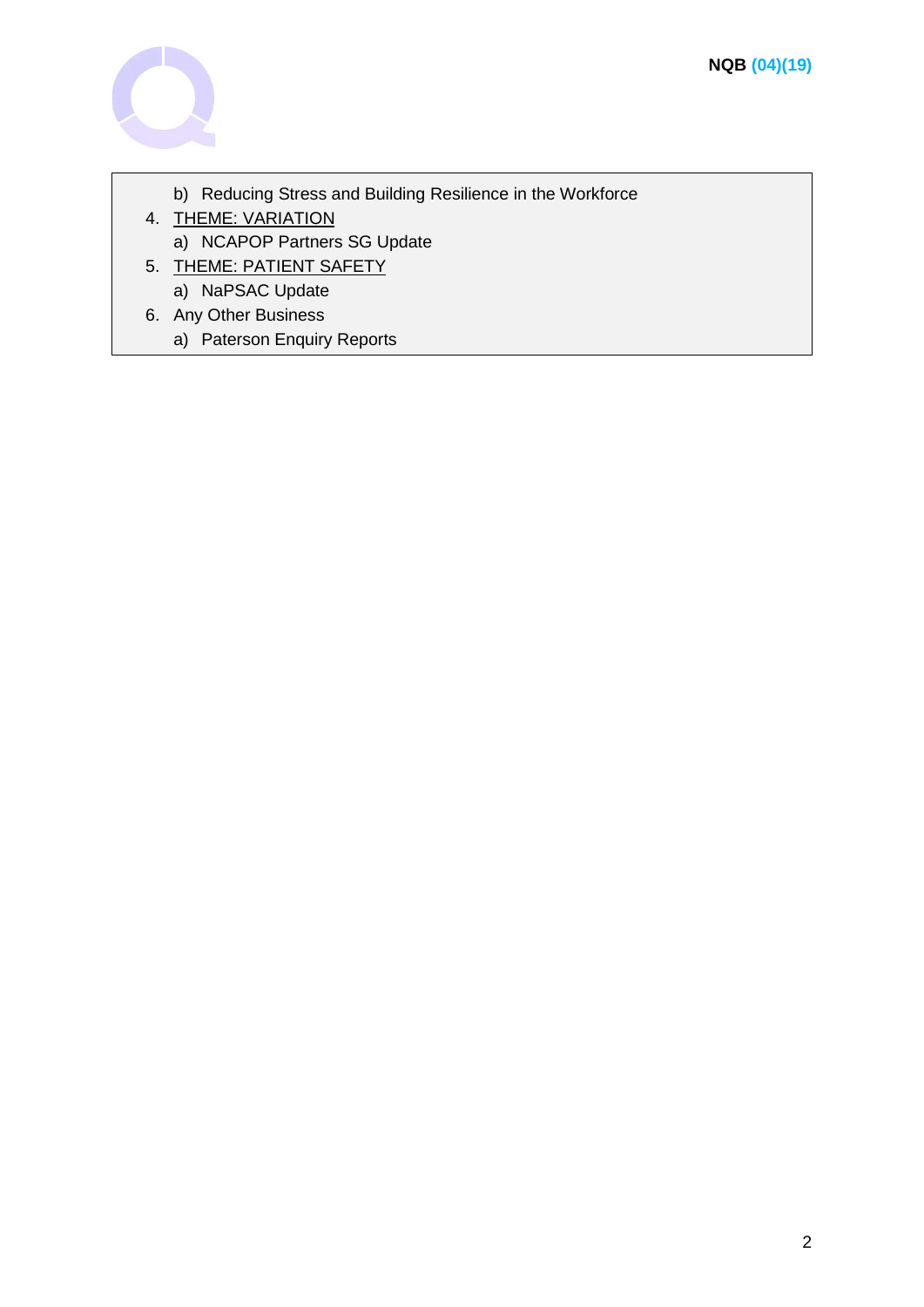b) Reducing Stress and Building Resilience in the Workforce

4. <u>THEME: VARIATION</u>
   a) NCAPOP Partners SG Update
5. <u>THEME: PATIENT SAFETY</u>
   a) NaPSAC Update
6. Any Other Business
   a) Paterson Enquiry Reports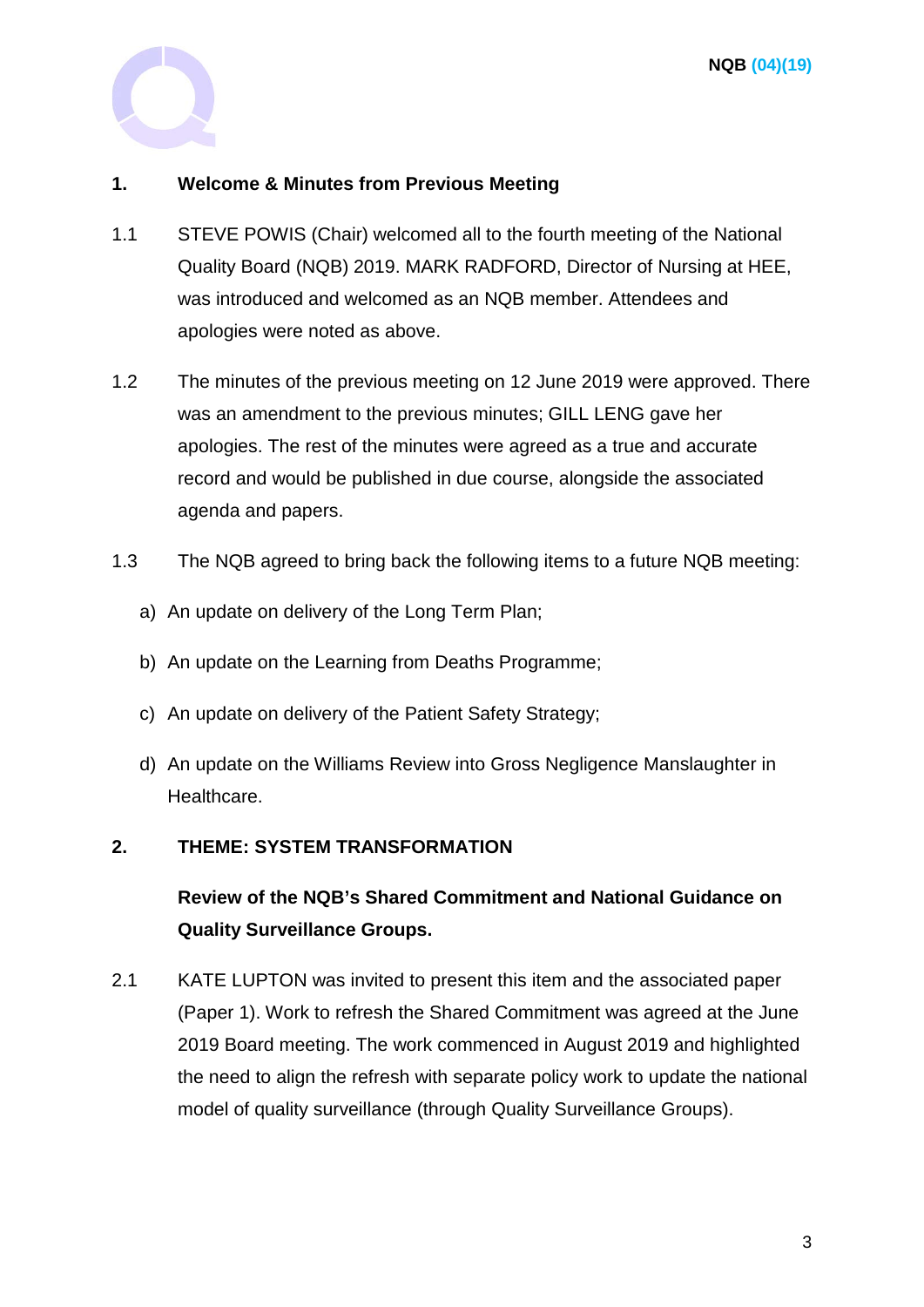## 1. Welcome & Minutes from Previous Meeting

1.1 STEVE POWIS (Chair) welcomed all to the fourth meeting of the National Quality Board (NQB) 2019. MARK RADFORD, Director of Nursing at HEE, was introduced and welcomed as an NQB member. Attendees and apologies were noted as above.

1.2 The minutes of the previous meeting on 12 June 2019 were approved. There was an amendment to the previous minutes; GILL LENG gave her apologies. The rest of the minutes were agreed as a true and accurate record and would be published in due course, alongside the associated agenda and papers.

1.3 The NQB agreed to bring back the following items to a future NQB meeting:

a) An update on delivery of the Long Term Plan;

b) An update on the Learning from Deaths Programme;

c) An update on delivery of the Patient Safety Strategy;

d) An update on the Williams Review into Gross Negligence Manslaughter in Healthcare.

## 2. THEME: SYSTEM TRANSFORMATION

**Review of the NQB's Shared Commitment and National Guidance on Quality Surveillance Groups.**

2.1 KATE LUPTON was invited to present this item and the associated paper (Paper 1). Work to refresh the Shared Commitment was agreed at the June 2019 Board meeting. The work commenced in August 2019 and highlighted the need to align the refresh with separate policy work to update the national model of quality surveillance (through Quality Surveillance Groups).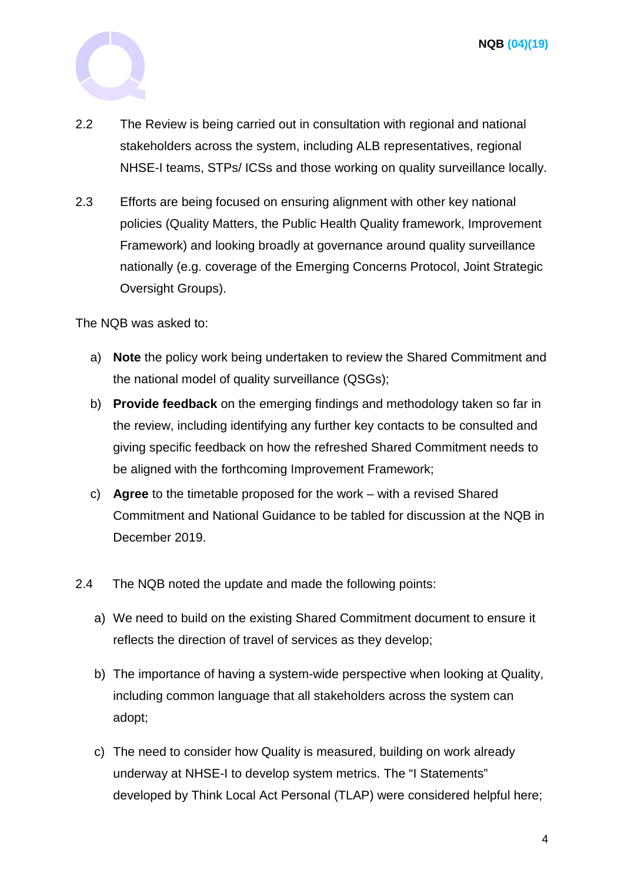2.2 The Review is being carried out in consultation with regional and national stakeholders across the system, including ALB representatives, regional NHSE-I teams, STPs/ ICSs and those working on quality surveillance locally.

2.3 Efforts are being focused on ensuring alignment with other key national policies (Quality Matters, the Public Health Quality framework, Improvement Framework) and looking broadly at governance around quality surveillance nationally (e.g. coverage of the Emerging Concerns Protocol, Joint Strategic Oversight Groups).

The NQB was asked to:

a) **Note** the policy work being undertaken to review the Shared Commitment and the national model of quality surveillance (QSGs);

b) **Provide feedback** on the emerging findings and methodology taken so far in the review, including identifying any further key contacts to be consulted and giving specific feedback on how the refreshed Shared Commitment needs to be aligned with the forthcoming Improvement Framework;

c) **Agree** to the timetable proposed for the work – with a revised Shared Commitment and National Guidance to be tabled for discussion at the NQB in December 2019.

2.4 The NQB noted the update and made the following points:

a) We need to build on the existing Shared Commitment document to ensure it reflects the direction of travel of services as they develop;

b) The importance of having a system-wide perspective when looking at Quality, including common language that all stakeholders across the system can adopt;

c) The need to consider how Quality is measured, building on work already underway at NHSE-I to develop system metrics. The "I Statements" developed by Think Local Act Personal (TLAP) were considered helpful here;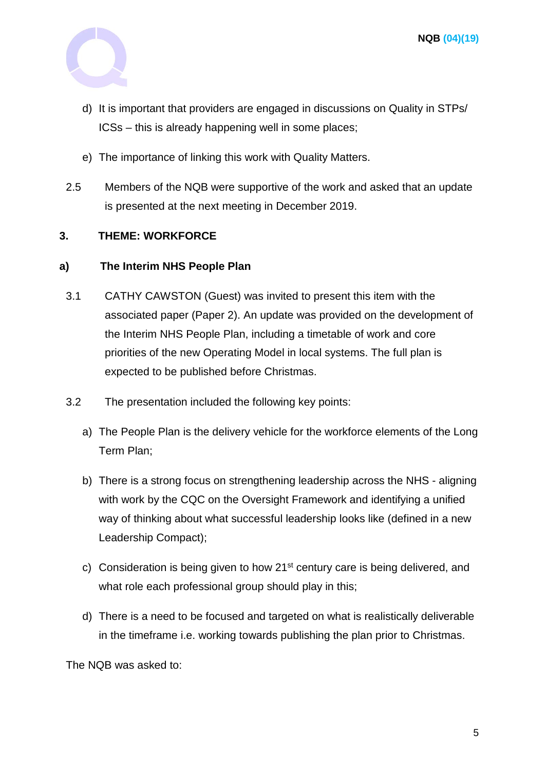d) It is important that providers are engaged in discussions on Quality in STPs/ ICSs – this is already happening well in some places;

e) The importance of linking this work with Quality Matters.

2.5 Members of the NQB were supportive of the work and asked that an update is presented at the next meeting in December 2019.

## 3. THEME: WORKFORCE

### a) The Interim NHS People Plan

3.1 CATHY CAWSTON (Guest) was invited to present this item with the associated paper (Paper 2). An update was provided on the development of the Interim NHS People Plan, including a timetable of work and core priorities of the new Operating Model in local systems. The full plan is expected to be published before Christmas.

3.2 The presentation included the following key points:

a) The People Plan is the delivery vehicle for the workforce elements of the Long Term Plan;

b) There is a strong focus on strengthening leadership across the NHS - aligning with work by the CQC on the Oversight Framework and identifying a unified way of thinking about what successful leadership looks like (defined in a new Leadership Compact);

c) Consideration is being given to how 21st century care is being delivered, and what role each professional group should play in this;

d) There is a need to be focused and targeted on what is realistically deliverable in the timeframe i.e. working towards publishing the plan prior to Christmas.

The NQB was asked to: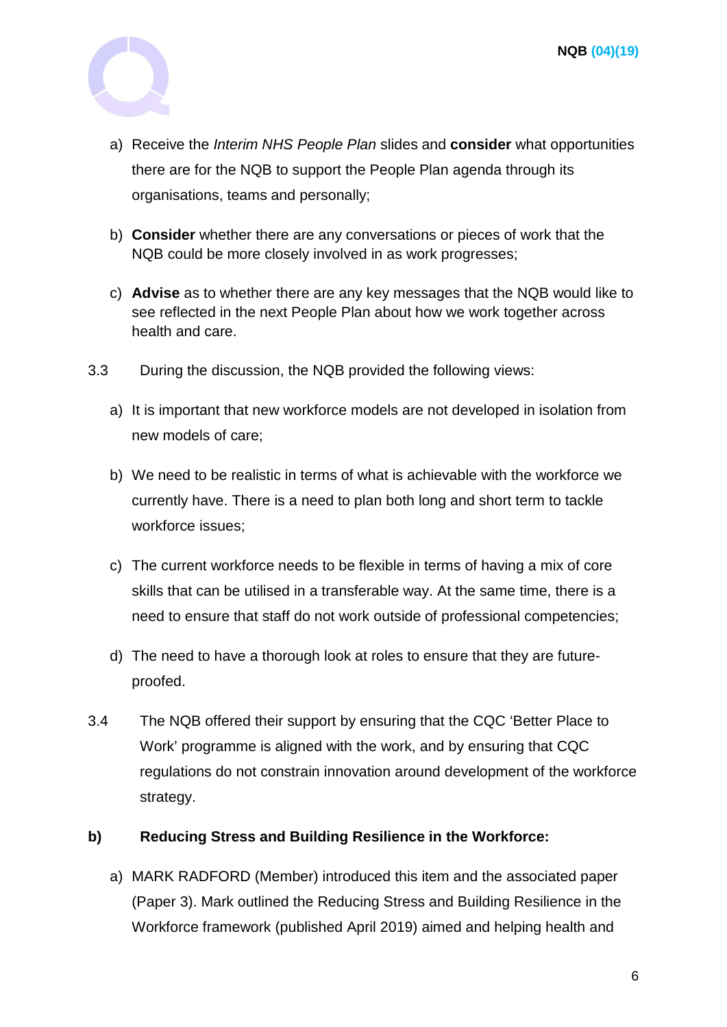a) Receive the *Interim NHS People Plan* slides and **consider** what opportunities there are for the NQB to support the People Plan agenda through its organisations, teams and personally;

b) **Consider** whether there are any conversations or pieces of work that the NQB could be more closely involved in as work progresses;

c) **Advise** as to whether there are any key messages that the NQB would like to see reflected in the next People Plan about how we work together across health and care.

3.3 During the discussion, the NQB provided the following views:

a) It is important that new workforce models are not developed in isolation from new models of care;

b) We need to be realistic in terms of what is achievable with the workforce we currently have. There is a need to plan both long and short term to tackle workforce issues;

c) The current workforce needs to be flexible in terms of having a mix of core skills that can be utilised in a transferable way. At the same time, there is a need to ensure that staff do not work outside of professional competencies;

d) The need to have a thorough look at roles to ensure that they are future-proofed.

3.4 The NQB offered their support by ensuring that the CQC 'Better Place to Work' programme is aligned with the work, and by ensuring that CQC regulations do not constrain innovation around development of the workforce strategy.

**b) Reducing Stress and Building Resilience in the Workforce:**

a) MARK RADFORD (Member) introduced this item and the associated paper (Paper 3). Mark outlined the Reducing Stress and Building Resilience in the Workforce framework (published April 2019) aimed and helping health and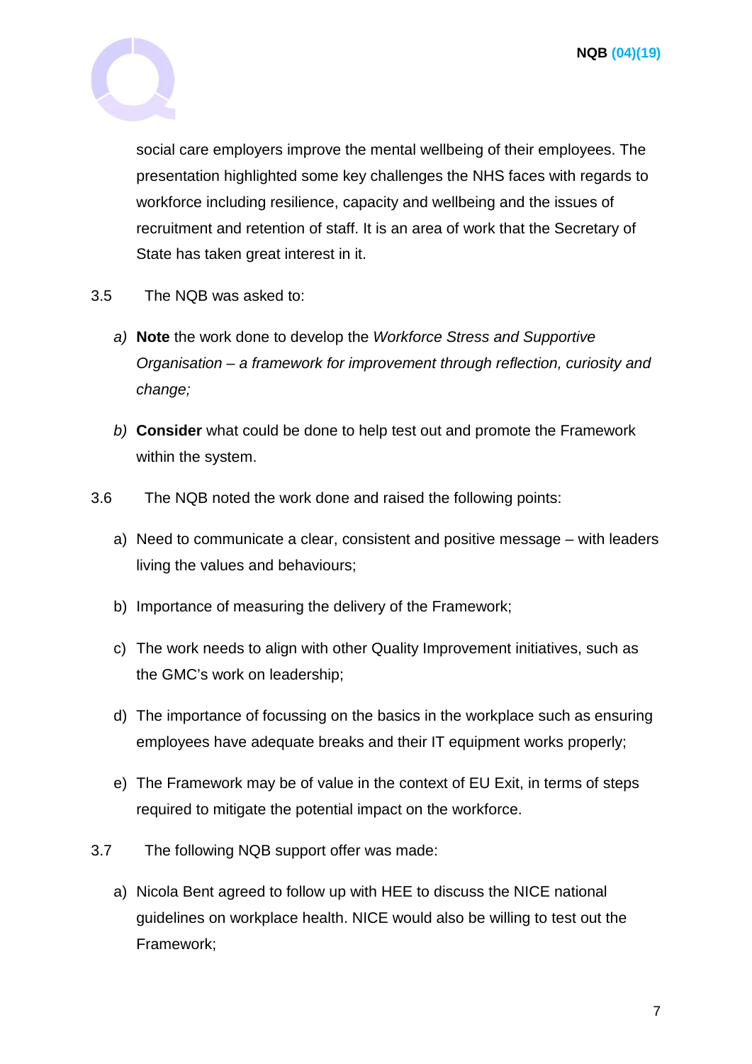social care employers improve the mental wellbeing of their employees. The presentation highlighted some key challenges the NHS faces with regards to workforce including resilience, capacity and wellbeing and the issues of recruitment and retention of staff. It is an area of work that the Secretary of State has taken great interest in it.

3.5 The NQB was asked to:

*a)* **Note** the work done to develop the *Workforce Stress and Supportive Organisation – a framework for improvement through reflection, curiosity and change;*

*b)* **Consider** what could be done to help test out and promote the Framework within the system.

3.6 The NQB noted the work done and raised the following points:

a) Need to communicate a clear, consistent and positive message – with leaders living the values and behaviours;

b) Importance of measuring the delivery of the Framework;

c) The work needs to align with other Quality Improvement initiatives, such as the GMC's work on leadership;

d) The importance of focussing on the basics in the workplace such as ensuring employees have adequate breaks and their IT equipment works properly;

e) The Framework may be of value in the context of EU Exit, in terms of steps required to mitigate the potential impact on the workforce.

3.7 The following NQB support offer was made:

a) Nicola Bent agreed to follow up with HEE to discuss the NICE national guidelines on workplace health. NICE would also be willing to test out the Framework;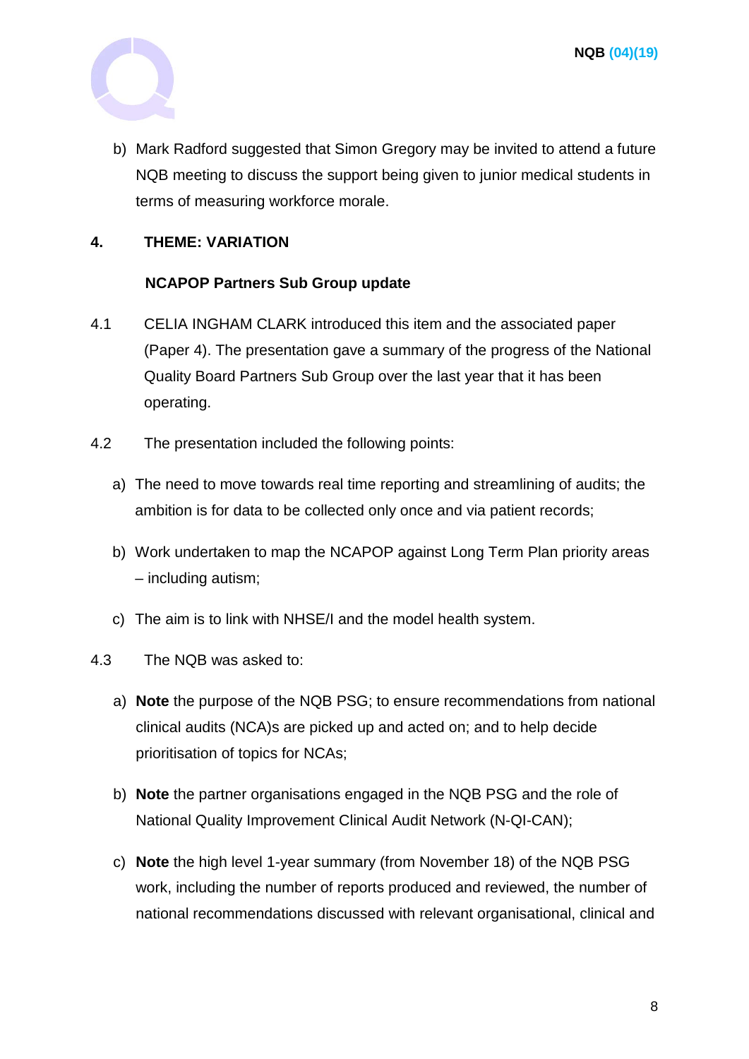b) Mark Radford suggested that Simon Gregory may be invited to attend a future NQB meeting to discuss the support being given to junior medical students in terms of measuring workforce morale.

## 4. THEME: VARIATION

### NCAPOP Partners Sub Group update

4.1 CELIA INGHAM CLARK introduced this item and the associated paper (Paper 4). The presentation gave a summary of the progress of the National Quality Board Partners Sub Group over the last year that it has been operating.

4.2 The presentation included the following points:

a) The need to move towards real time reporting and streamlining of audits; the ambition is for data to be collected only once and via patient records;

b) Work undertaken to map the NCAPOP against Long Term Plan priority areas – including autism;

c) The aim is to link with NHSE/I and the model health system.

4.3 The NQB was asked to:

a) **Note** the purpose of the NQB PSG; to ensure recommendations from national clinical audits (NCA)s are picked up and acted on; and to help decide prioritisation of topics for NCAs;

b) **Note** the partner organisations engaged in the NQB PSG and the role of National Quality Improvement Clinical Audit Network (N-QI-CAN);

c) **Note** the high level 1-year summary (from November 18) of the NQB PSG work, including the number of reports produced and reviewed, the number of national recommendations discussed with relevant organisational, clinical and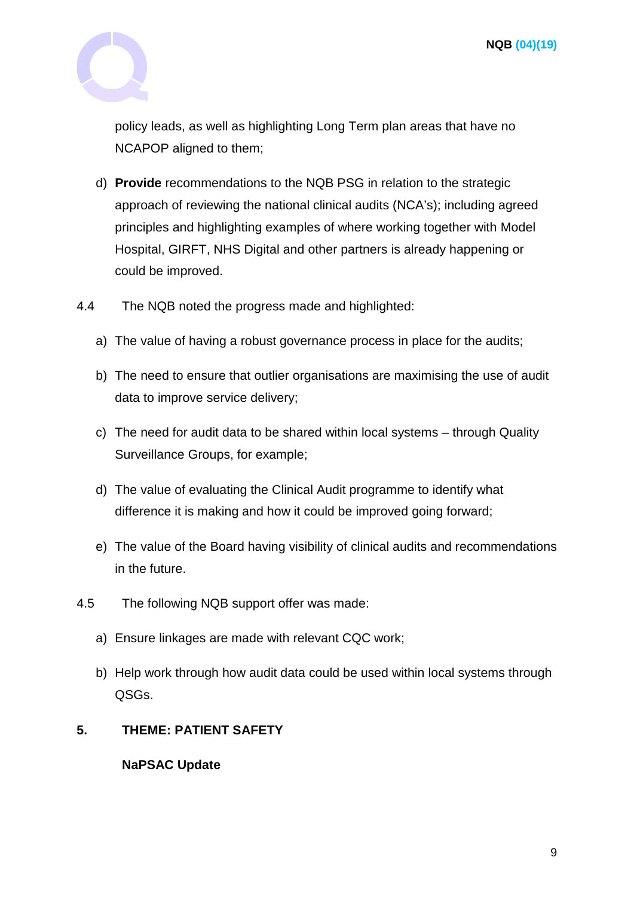policy leads, as well as highlighting Long Term plan areas that have no NCAPOP aligned to them;

d) **Provide** recommendations to the NQB PSG in relation to the strategic approach of reviewing the national clinical audits (NCA's); including agreed principles and highlighting examples of where working together with Model Hospital, GIRFT, NHS Digital and other partners is already happening or could be improved.

4.4 The NQB noted the progress made and highlighted:

a) The value of having a robust governance process in place for the audits;

b) The need to ensure that outlier organisations are maximising the use of audit data to improve service delivery;

c) The need for audit data to be shared within local systems – through Quality Surveillance Groups, for example;

d) The value of evaluating the Clinical Audit programme to identify what difference it is making and how it could be improved going forward;

e) The value of the Board having visibility of clinical audits and recommendations in the future.

4.5 The following NQB support offer was made:

a) Ensure linkages are made with relevant CQC work;

b) Help work through how audit data could be used within local systems through QSGs.

## 5. THEME: PATIENT SAFETY

### NaPSAC Update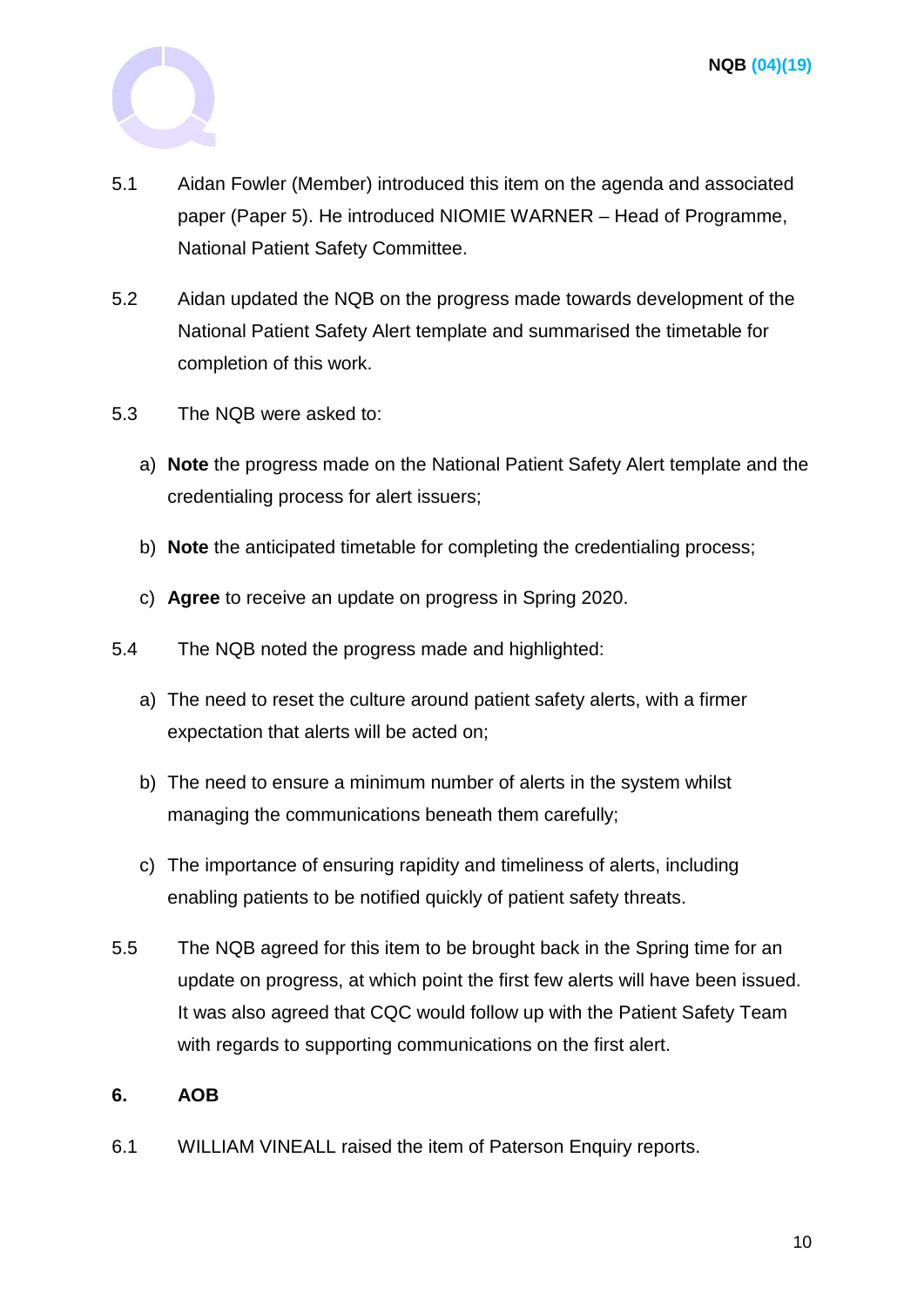5.1 Aidan Fowler (Member) introduced this item on the agenda and associated paper (Paper 5). He introduced NIOMIE WARNER – Head of Programme, National Patient Safety Committee.

5.2 Aidan updated the NQB on the progress made towards development of the National Patient Safety Alert template and summarised the timetable for completion of this work.

5.3 The NQB were asked to:

a) **Note** the progress made on the National Patient Safety Alert template and the credentialing process for alert issuers;

b) **Note** the anticipated timetable for completing the credentialing process;

c) **Agree** to receive an update on progress in Spring 2020.

5.4 The NQB noted the progress made and highlighted:

a) The need to reset the culture around patient safety alerts, with a firmer expectation that alerts will be acted on;

b) The need to ensure a minimum number of alerts in the system whilst managing the communications beneath them carefully;

c) The importance of ensuring rapidity and timeliness of alerts, including enabling patients to be notified quickly of patient safety threats.

5.5 The NQB agreed for this item to be brought back in the Spring time for an update on progress, at which point the first few alerts will have been issued. It was also agreed that CQC would follow up with the Patient Safety Team with regards to supporting communications on the first alert.

## 6. AOB

6.1 WILLIAM VINEALL raised the item of Paterson Enquiry reports.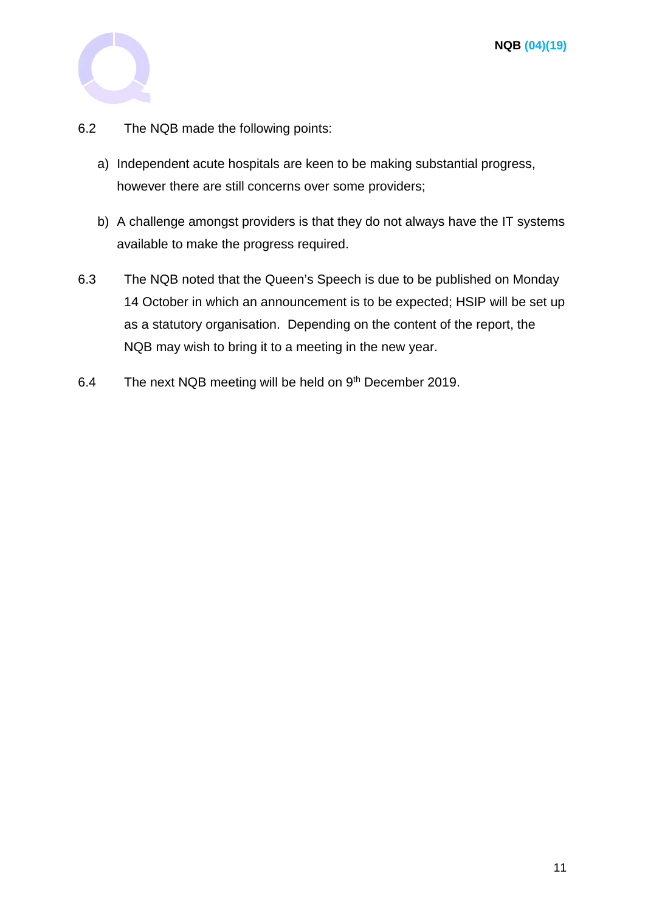6.2 The NQB made the following points:

a) Independent acute hospitals are keen to be making substantial progress, however there are still concerns over some providers;

b) A challenge amongst providers is that they do not always have the IT systems available to make the progress required.

6.3 The NQB noted that the Queen's Speech is due to be published on Monday 14 October in which an announcement is to be expected; HSIP will be set up as a statutory organisation. Depending on the content of the report, the NQB may wish to bring it to a meeting in the new year.

6.4 The next NQB meeting will be held on 9th December 2019.